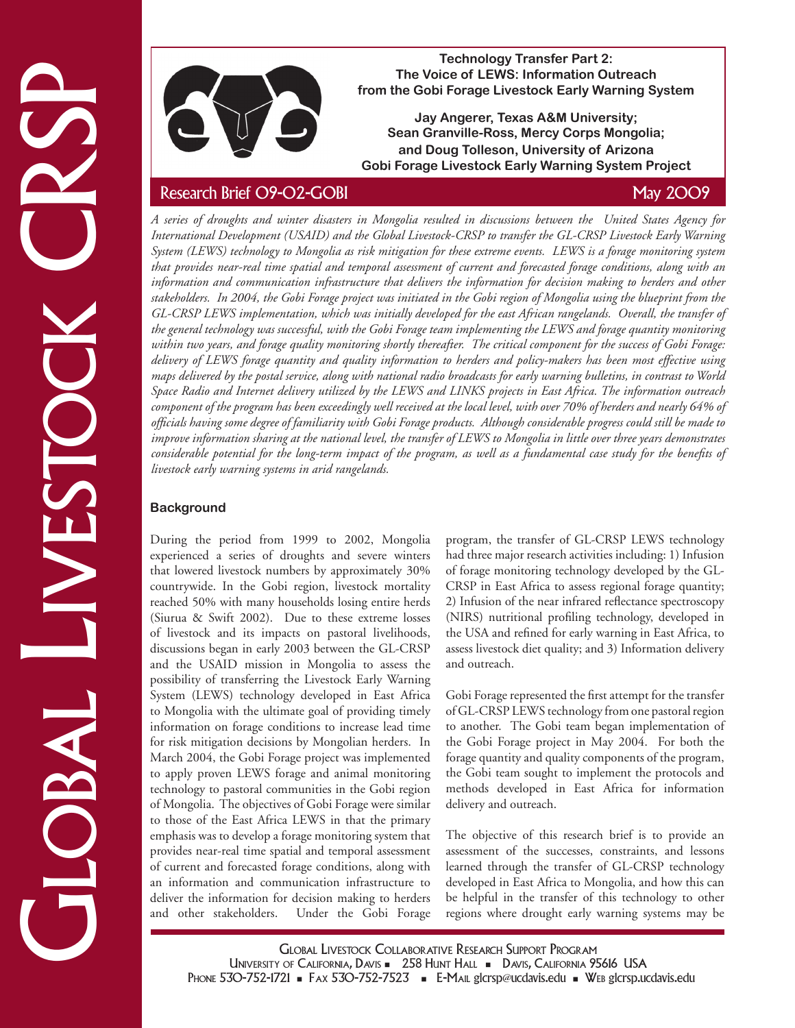# Technology Transfer Part 2: The Voice of LEWS: Information Outreach from the Gobi Forage Livestock Early Warning System

**Jay Angerer, Texas A&M University; Sean Granville-Ross, Mercy Corps Mongolia; and Doug Tolleson, University of Arizona**
**Gobi Forage Livestock Early Warning System Project**

Research Brief O9-O2-GOBI — May 2009

*A series of droughts and winter disasters in Mongolia resulted in discussions between the United States Agency for International Development (USAID) and the Global Livestock-CRSP to transfer the GL-CRSP Livestock Early Warning System (LEWS) technology to Mongolia as risk mitigation for these extreme events. LEWS is a forage monitoring system that provides near-real time spatial and temporal assessment of current and forecasted forage conditions, along with an information and communication infrastructure that delivers the information for decision making to herders and other stakeholders. In 2004, the Gobi Forage project was initiated in the Gobi region of Mongolia using the blueprint from the GL-CRSP LEWS implementation, which was initially developed for the east African rangelands. Overall, the transfer of the general technology was successful, with the Gobi Forage team implementing the LEWS and forage quantity monitoring within two years, and forage quality monitoring shortly thereafter. The critical component for the success of Gobi Forage: delivery of LEWS forage quantity and quality information to herders and policy-makers has been most effective using maps delivered by the postal service, along with national radio broadcasts for early warning bulletins, in contrast to World Space Radio and Internet delivery utilized by the LEWS and LINKS projects in East Africa. The information outreach component of the program has been exceedingly well received at the local level, with over 70% of herders and nearly 64% of officials having some degree of familiarity with Gobi Forage products. Although considerable progress could still be made to improve information sharing at the national level, the transfer of LEWS to Mongolia in little over three years demonstrates considerable potential for the long-term impact of the program, as well as a fundamental case study for the benefits of livestock early warning systems in arid rangelands.*

## Background

During the period from 1999 to 2002, Mongolia experienced a series of droughts and severe winters that lowered livestock numbers by approximately 30% countrywide. In the Gobi region, livestock mortality reached 50% with many households losing entire herds (Siurua & Swift 2002). Due to these extreme losses of livestock and its impacts on pastoral livelihoods, discussions began in early 2003 between the GL-CRSP and the USAID mission in Mongolia to assess the possibility of transferring the Livestock Early Warning System (LEWS) technology developed in East Africa to Mongolia with the ultimate goal of providing timely information on forage conditions to increase lead time for risk mitigation decisions by Mongolian herders. In March 2004, the Gobi Forage project was implemented to apply proven LEWS forage and animal monitoring technology to pastoral communities in the Gobi region of Mongolia. The objectives of Gobi Forage were similar to those of the East Africa LEWS in that the primary emphasis was to develop a forage monitoring system that provides near-real time spatial and temporal assessment of current and forecasted forage conditions, along with an information and communication infrastructure to deliver the information for decision making to herders and other stakeholders. Under the Gobi Forage program, the transfer of GL-CRSP LEWS technology had three major research activities including: 1) Infusion of forage monitoring technology developed by the GL-CRSP in East Africa to assess regional forage quantity; 2) Infusion of the near infrared reflectance spectroscopy (NIRS) nutritional profiling technology, developed in the USA and refined for early warning in East Africa, to assess livestock diet quality; and 3) Information delivery and outreach.

Gobi Forage represented the first attempt for the transfer of GL-CRSP LEWS technology from one pastoral region to another. The Gobi team began implementation of the Gobi Forage project in May 2004. For both the forage quantity and quality components of the program, the Gobi team sought to implement the protocols and methods developed in East Africa for information delivery and outreach.

The objective of this research brief is to provide an assessment of the successes, constraints, and lessons learned through the transfer of GL-CRSP technology developed in East Africa to Mongolia, and how this can be helpful in the transfer of this technology to other regions where drought early warning systems may be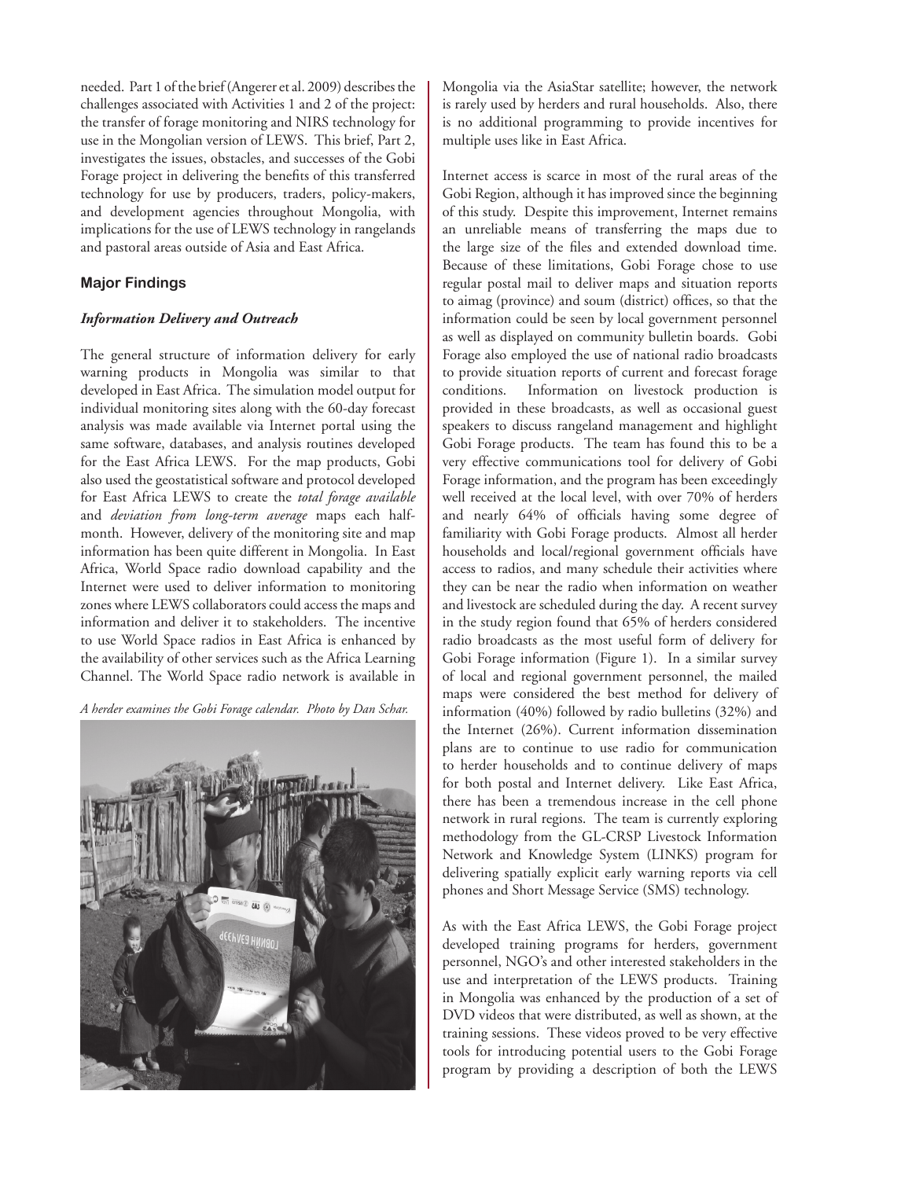needed. Part 1 of the brief (Angerer et al. 2009) describes the challenges associated with Activities 1 and 2 of the project: the transfer of forage monitoring and NIRS technology for use in the Mongolian version of LEWS. This brief, Part 2, investigates the issues, obstacles, and successes of the Gobi Forage project in delivering the benefits of this transferred technology for use by producers, traders, policy-makers, and development agencies throughout Mongolia, with implications for the use of LEWS technology in rangelands and pastoral areas outside of Asia and East Africa.

### Major Findings

#### *Information Delivery and Outreach*

The general structure of information delivery for early warning products in Mongolia was similar to that developed in East Africa. The simulation model output for individual monitoring sites along with the 60-day forecast analysis was made available via Internet portal using the same software, databases, and analysis routines developed for the East Africa LEWS. For the map products, Gobi also used the geostatistical software and protocol developed for East Africa LEWS to create the *total forage available* and *deviation from long-term average* maps each half-month. However, delivery of the monitoring site and map information has been quite different in Mongolia. In East Africa, World Space radio download capability and the Internet were used to deliver information to monitoring zones where LEWS collaborators could access the maps and information and deliver it to stakeholders. The incentive to use World Space radios in East Africa is enhanced by the availability of other services such as the Africa Learning Channel. The World Space radio network is available in Mongolia via the AsiaStar satellite; however, the network is rarely used by herders and rural households. Also, there is no additional programming to provide incentives for multiple uses like in East Africa.

*A herder examines the Gobi Forage calendar. Photo by Dan Schar.*

Internet access is scarce in most of the rural areas of the Gobi Region, although it has improved since the beginning of this study. Despite this improvement, Internet remains an unreliable means of transferring the maps due to the large size of the files and extended download time. Because of these limitations, Gobi Forage chose to use regular postal mail to deliver maps and situation reports to aimag (province) and soum (district) offices, so that the information could be seen by local government personnel as well as displayed on community bulletin boards. Gobi Forage also employed the use of national radio broadcasts to provide situation reports of current and forecast forage conditions. Information on livestock production is provided in these broadcasts, as well as occasional guest speakers to discuss rangeland management and highlight Gobi Forage products. The team has found this to be a very effective communications tool for delivery of Gobi Forage information, and the program has been exceedingly well received at the local level, with over 70% of herders and nearly 64% of officials having some degree of familiarity with Gobi Forage products. Almost all herder households and local/regional government officials have access to radios, and many schedule their activities where they can be near the radio when information on weather and livestock are scheduled during the day. A recent survey in the study region found that 65% of herders considered radio broadcasts as the most useful form of delivery for Gobi Forage information (Figure 1). In a similar survey of local and regional government personnel, the mailed maps were considered the best method for delivery of information (40%) followed by radio bulletins (32%) and the Internet (26%). Current information dissemination plans are to continue to use radio for communication to herder households and to continue delivery of maps for both postal and Internet delivery. Like East Africa, there has been a tremendous increase in the cell phone network in rural regions. The team is currently exploring methodology from the GL-CRSP Livestock Information Network and Knowledge System (LINKS) program for delivering spatially explicit early warning reports via cell phones and Short Message Service (SMS) technology.

As with the East Africa LEWS, the Gobi Forage project developed training programs for herders, government personnel, NGO's and other interested stakeholders in the use and interpretation of the LEWS products. Training in Mongolia was enhanced by the production of a set of DVD videos that were distributed, as well as shown, at the training sessions. These videos proved to be very effective tools for introducing potential users to the Gobi Forage program by providing a description of both the LEWS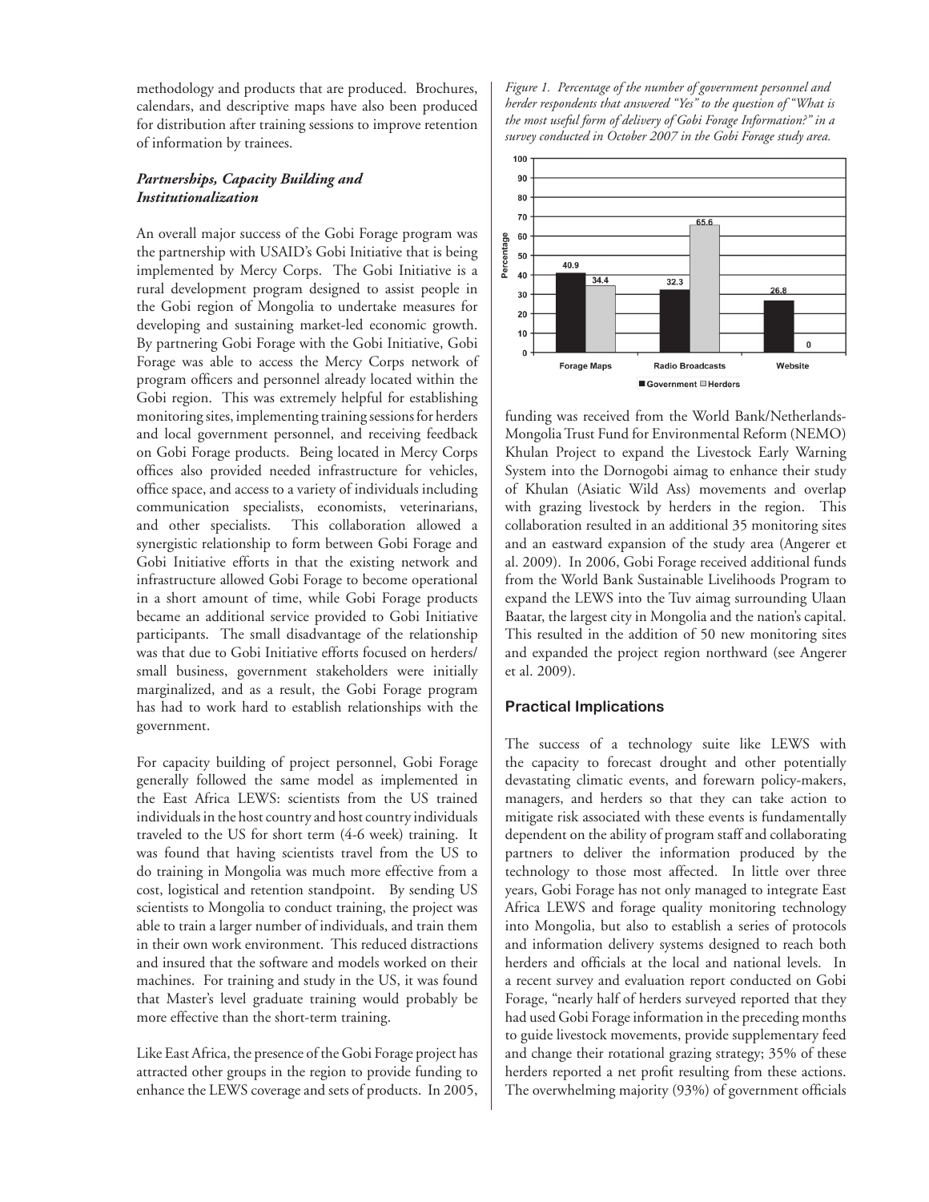methodology and products that are produced. Brochures, calendars, and descriptive maps have also been produced for distribution after training sessions to improve retention of information by trainees.

### *Partnerships, Capacity Building and Institutionalization*

An overall major success of the Gobi Forage program was the partnership with USAID's Gobi Initiative that is being implemented by Mercy Corps. The Gobi Initiative is a rural development program designed to assist people in the Gobi region of Mongolia to undertake measures for developing and sustaining market-led economic growth. By partnering Gobi Forage with the Gobi Initiative, Gobi Forage was able to access the Mercy Corps network of program officers and personnel already located within the Gobi region. This was extremely helpful for establishing monitoring sites, implementing training sessions for herders and local government personnel, and receiving feedback on Gobi Forage products. Being located in Mercy Corps offices also provided needed infrastructure for vehicles, office space, and access to a variety of individuals including communication specialists, economists, veterinarians, and other specialists. This collaboration allowed a synergistic relationship to form between Gobi Forage and Gobi Initiative efforts in that the existing network and infrastructure allowed Gobi Forage to become operational in a short amount of time, while Gobi Forage products became an additional service provided to Gobi Initiative participants. The small disadvantage of the relationship was that due to Gobi Initiative efforts focused on herders/small business, government stakeholders were initially marginalized, and as a result, the Gobi Forage program has had to work hard to establish relationships with the government.

For capacity building of project personnel, Gobi Forage generally followed the same model as implemented in the East Africa LEWS: scientists from the US trained individuals in the host country and host country individuals traveled to the US for short term (4-6 week) training. It was found that having scientists travel from the US to do training in Mongolia was much more effective from a cost, logistical and retention standpoint. By sending US scientists to Mongolia to conduct training, the project was able to train a larger number of individuals, and train them in their own work environment. This reduced distractions and insured that the software and models worked on their machines. For training and study in the US, it was found that Master's level graduate training would probably be more effective than the short-term training.

Like East Africa, the presence of the Gobi Forage project has attracted other groups in the region to provide funding to enhance the LEWS coverage and sets of products. In 2005, funding was received from the World Bank/Netherlands-Mongolia Trust Fund for Environmental Reform (NEMO) Khulan Project to expand the Livestock Early Warning System into the Dornogobi aimag to enhance their study of Khulan (Asiatic Wild Ass) movements and overlap with grazing livestock by herders in the region. This collaboration resulted in an additional 35 monitoring sites and an eastward expansion of the study area (Angerer et al. 2009). In 2006, Gobi Forage received additional funds from the World Bank Sustainable Livelihoods Program to expand the LEWS into the Tuv aimag surrounding Ulaan Baatar, the largest city in Mongolia and the nation's capital. This resulted in the addition of 50 new monitoring sites and expanded the project region northward (see Angerer et al. 2009).

*Figure 1. Percentage of the number of government personnel and herder respondents that answered "Yes" to the question of "What is the most useful form of delivery of Gobi Forage Information?" in a survey conducted in October 2007 in the Gobi Forage study area.*

| | Government | Herders |
|---|---|---|
| Forage Maps | 40.9 | 34.4 |
| Radio Broadcasts | 32.3 | 65.6 |
| Website | 26.8 | 0 |

## Practical Implications

The success of a technology suite like LEWS with the capacity to forecast drought and other potentially devastating climatic events, and forewarn policy-makers, managers, and herders so that they can take action to mitigate risk associated with these events is fundamentally dependent on the ability of program staff and collaborating partners to deliver the information produced by the technology to those most affected. In little over three years, Gobi Forage has not only managed to integrate East Africa LEWS and forage quality monitoring technology into Mongolia, but also to establish a series of protocols and information delivery systems designed to reach both herders and officials at the local and national levels. In a recent survey and evaluation report conducted on Gobi Forage, "nearly half of herders surveyed reported that they had used Gobi Forage information in the preceding months to guide livestock movements, provide supplementary feed and change their rotational grazing strategy; 35% of these herders reported a net profit resulting from these actions. The overwhelming majority (93%) of government officials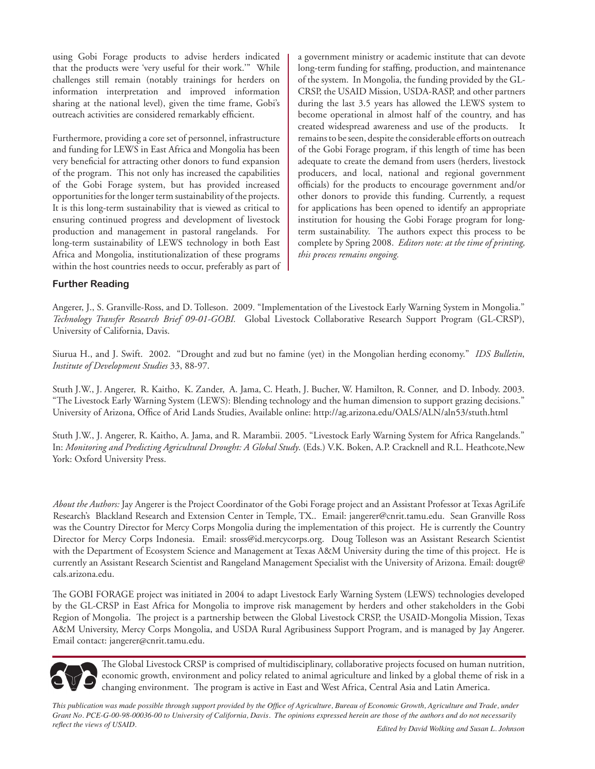using Gobi Forage products to advise herders indicated that the products were 'very useful for their work.'" While challenges still remain (notably trainings for herders on information interpretation and improved information sharing at the national level), given the time frame, Gobi's outreach activities are considered remarkably efficient.

Furthermore, providing a core set of personnel, infrastructure and funding for LEWS in East Africa and Mongolia has been very beneficial for attracting other donors to fund expansion of the program. This not only has increased the capabilities of the Gobi Forage system, but has provided increased opportunities for the longer term sustainability of the projects. It is this long-term sustainability that is viewed as critical to ensuring continued progress and development of livestock production and management in pastoral rangelands. For long-term sustainability of LEWS technology in both East Africa and Mongolia, institutionalization of these programs within the host countries needs to occur, preferably as part of a government ministry or academic institute that can devote long-term funding for staffing, production, and maintenance of the system. In Mongolia, the funding provided by the GL-CRSP, the USAID Mission, USDA-RASP, and other partners during the last 3.5 years has allowed the LEWS system to become operational in almost half of the country, and has created widespread awareness and use of the products. It remains to be seen, despite the considerable efforts on outreach of the Gobi Forage program, if this length of time has been adequate to create the demand from users (herders, livestock producers, and local, national and regional government officials) for the products to encourage government and/or other donors to provide this funding. Currently, a request for applications has been opened to identify an appropriate institution for housing the Gobi Forage program for long-term sustainability. The authors expect this process to be complete by Spring 2008. *Editors note: at the time of printing, this process remains ongoing.*

## Further Reading

Angerer, J., S. Granville-Ross, and D. Tolleson. 2009. "Implementation of the Livestock Early Warning System in Mongolia." *Technology Transfer Research Brief 09-01-GOBI.* Global Livestock Collaborative Research Support Program (GL-CRSP), University of California, Davis.

Siurua H., and J. Swift. 2002. "Drought and zud but no famine (yet) in the Mongolian herding economy." *IDS Bulletin*, *Institute of Development Studies* 33, 88-97.

Stuth J.W., J. Angerer, R. Kaitho, K. Zander, A. Jama, C. Heath, J. Bucher, W. Hamilton, R. Conner, and D. Inbody. 2003. "The Livestock Early Warning System (LEWS): Blending technology and the human dimension to support grazing decisions." University of Arizona, Office of Arid Lands Studies, Available online: http://ag.arizona.edu/OALS/ALN/aln53/stuth.html

Stuth J.W., J. Angerer, R. Kaitho, A. Jama, and R. Marambii. 2005. "Livestock Early Warning System for Africa Rangelands." In: *Monitoring and Predicting Agricultural Drought: A Global Study*. (Eds.) V.K. Boken, A.P. Cracknell and R.L. Heathcote,New York: Oxford University Press.

*About the Authors:* Jay Angerer is the Project Coordinator of the Gobi Forage project and an Assistant Professor at Texas AgriLife Research's Blackland Research and Extension Center in Temple, TX.. Email: jangerer@cnrit.tamu.edu. Sean Granville Ross was the Country Director for Mercy Corps Mongolia during the implementation of this project. He is currently the Country Director for Mercy Corps Indonesia. Email: sross@id.mercycorps.org. Doug Tolleson was an Assistant Research Scientist with the Department of Ecosystem Science and Management at Texas A&M University during the time of this project. He is currently an Assistant Research Scientist and Rangeland Management Specialist with the University of Arizona. Email: dougt@cals.arizona.edu.

The GOBI FORAGE project was initiated in 2004 to adapt Livestock Early Warning System (LEWS) technologies developed by the GL-CRSP in East Africa for Mongolia to improve risk management by herders and other stakeholders in the Gobi Region of Mongolia. The project is a partnership between the Global Livestock CRSP, the USAID-Mongolia Mission, Texas A&M University, Mercy Corps Mongolia, and USDA Rural Agribusiness Support Program, and is managed by Jay Angerer. Email contact: jangerer@cnrit.tamu.edu.

The Global Livestock CRSP is comprised of multidisciplinary, collaborative projects focused on human nutrition, economic growth, environment and policy related to animal agriculture and linked by a global theme of risk in a changing environment. The program is active in East and West Africa, Central Asia and Latin America.

*This publication was made possible through support provided by the Office of Agriculture, Bureau of Economic Growth, Agriculture and Trade, under Grant No. PCE-G-00-98-00036-00 to University of California, Davis. The opinions expressed herein are those of the authors and do not necessarily reflect the views of USAID.*

*Edited by David Wolking and Susan L. Johnson*